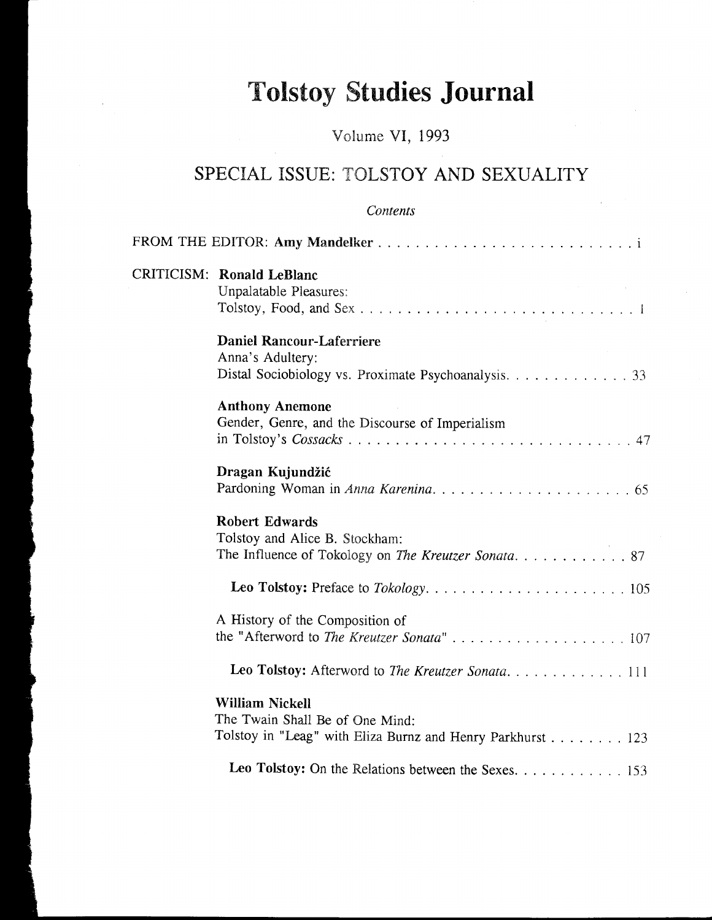# Tolstoy Studies Journal

Volume VI, 1993

## SPECIAL ISSUE: TOLSTOY AND SEXUALITY

*Contents*

FROM THE EDITOR: **Amy Mandelker** . . . . . . . . . . . . . . . . . . . . . . . . . . . i

CRITICISM: **Ronald LeBlanc**
Unpalatable Pleasures:
Tolstoy, Food, and Sex . . . . . . . . . . . . . . . . . . . . . . . . . . . . . 1

**Daniel Rancour-Laferriere**
Anna's Adultery:
Distal Sociobiology vs. Proximate Psychoanalysis. . . . . . . . . . . . . 33

**Anthony Anemone**
Gender, Genre, and the Discourse of Imperialism
in Tolstoy's *Cossacks* . . . . . . . . . . . . . . . . . . . . . . . . . . . . 47

**Dragan Kujundžić**
Pardoning Woman in *Anna Karenina*. . . . . . . . . . . . . . . . . . . . . 65

**Robert Edwards**
Tolstoy and Alice B. Stockham:
The Influence of Tokology on *The Kreutzer Sonata*. . . . . . . . . . . . 87

**Leo Tolstoy:** Preface to *Tokology*. . . . . . . . . . . . . . . . . . . . . . 105

A History of the Composition of
the "Afterword to *The Kreutzer Sonata*" . . . . . . . . . . . . . . . . . . 107

**Leo Tolstoy:** Afterword to *The Kreutzer Sonata*. . . . . . . . . . . . . 111

**William Nickell**
The Twain Shall Be of One Mind:
Tolstoy in "Leag" with Eliza Burnz and Henry Parkhurst . . . . . . . . 123

**Leo Tolstoy:** On the Relations between the Sexes. . . . . . . . . . . . 153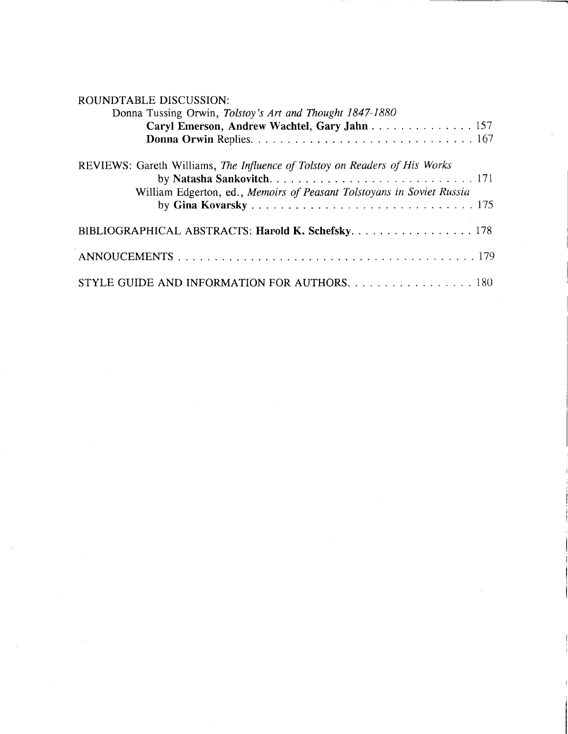ROUNDTABLE DISCUSSION:

Donna Tussing Orwin, *Tolstoy's Art and Thought 1847-1880*

**Caryl Emerson, Andrew Wachtel, Gary Jahn** . . . . . . . . . . . . . . 157

**Donna Orwin** Replies. . . . . . . . . . . . . . . . . . . . . . . . . . . . . 167

REVIEWS: Gareth Williams, *The Influence of Tolstoy on Readers of His Works*

by **Natasha Sankovitch**. . . . . . . . . . . . . . . . . . . . . . . . . . . . 171

William Edgerton, ed., *Memoirs of Peasant Tolstoyans in Soviet Russia*

by **Gina Kovarsky** . . . . . . . . . . . . . . . . . . . . . . . . . . . . . . 175

BIBLIOGRAPHICAL ABSTRACTS: **Harold K. Schefsky**. . . . . . . . . . . . . . . . . 178

ANNOUCEMENTS . . . . . . . . . . . . . . . . . . . . . . . . . . . . . . . . . . . . . . . 179

STYLE GUIDE AND INFORMATION FOR AUTHORS. . . . . . . . . . . . . . . . . 180